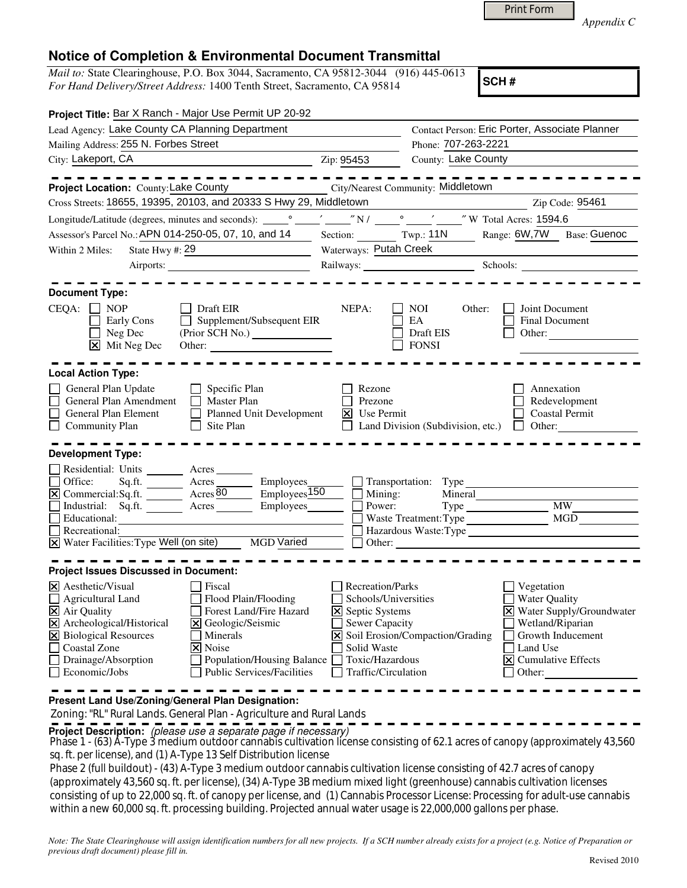Appendix C

# Notice of Completion & Environmental Document Transmittal

*Mail to:* State Clearinghouse, P.O. Box 3044, Sacramento, CA 95812-3044 (916) 445-0613
*For Hand Delivery/Street Address:* 1400 Tenth Street, Sacramento, CA 95814

**SCH #**

**Project Title:** Bar X Ranch - Major Use Permit UP 20-92

Lead Agency: Lake County CA Planning Department
Contact Person: Eric Porter, Associate Planner
Mailing Address: 255 N. Forbes Street
Phone: 707-263-2221
City: Lakeport, CA
Zip: 95453
County: Lake County

---

**Project Location:** County: Lake County
City/Nearest Community: Middletown
Cross Streets: 18655, 19395, 20103, and 20333 S Hwy 29, Middletown
Zip Code: 95461
Longitude/Latitude (degrees, minutes and seconds): ____° ____′ ____″ N / ____° ____′ ____″ W Total Acres: 1594.6
Assessor's Parcel No.: APN 014-250-05, 07, 10, and 14
Section: ____ Twp.: 11N Range: 6W,7W Base: Guenoc
Within 2 Miles: State Hwy #: 29
Waterways: Putah Creek
Airports: ____
Railways: ____
Schools: ____

---

**Document Type:**

CEQA:
- [ ] NOP
- [ ] Early Cons
- [ ] Neg Dec
- [x] Mit Neg Dec
- [ ] Draft EIR
- [ ] Supplement/Subsequent EIR (Prior SCH No.) ____
- Other: ____

NEPA:
- [ ] NOI
- [ ] EA
- [ ] Draft EIS
- [ ] FONSI

Other:
- [ ] Joint Document
- [ ] Final Document
- [ ] Other: ____

---

**Local Action Type:**

- [ ] General Plan Update
- [ ] General Plan Amendment
- [ ] General Plan Element
- [ ] Community Plan
- [ ] Specific Plan
- [ ] Master Plan
- [ ] Planned Unit Development
- [ ] Site Plan
- [ ] Rezone
- [ ] Prezone
- [x] Use Permit
- [ ] Land Division (Subdivision, etc.)
- [ ] Annexation
- [ ] Redevelopment
- [ ] Coastal Permit
- [ ] Other: ____

---

**Development Type:**

- [ ] Residential: Units ____ Acres ____
- [ ] Office: Sq.ft. ____ Acres ____ Employees ____
- [x] Commercial: Sq.ft. ____ Acres 80 Employees 150
- [ ] Industrial: Sq.ft. ____ Acres ____ Employees ____
- [ ] Educational: ____
- [ ] Recreational: ____
- [x] Water Facilities: Type Well (on site) MGD Varied
- [ ] Transportation: Type ____
- [ ] Mining: Mineral ____
- [ ] Power: Type ____ MW ____
- [ ] Waste Treatment: Type ____ MGD ____
- [ ] Hazardous Waste: Type ____
- [ ] Other: ____

---

**Project Issues Discussed in Document:**

- [x] Aesthetic/Visual
- [ ] Agricultural Land
- [x] Air Quality
- [x] Archeological/Historical
- [x] Biological Resources
- [ ] Coastal Zone
- [ ] Drainage/Absorption
- [ ] Economic/Jobs
- [ ] Fiscal
- [ ] Flood Plain/Flooding
- [ ] Forest Land/Fire Hazard
- [x] Geologic/Seismic
- [ ] Minerals
- [x] Noise
- [ ] Population/Housing Balance
- [ ] Public Services/Facilities
- [ ] Recreation/Parks
- [ ] Schools/Universities
- [x] Septic Systems
- [ ] Sewer Capacity
- [x] Soil Erosion/Compaction/Grading
- [ ] Solid Waste
- [ ] Toxic/Hazardous
- [ ] Traffic/Circulation
- [ ] Vegetation
- [ ] Water Quality
- [x] Water Supply/Groundwater
- [ ] Wetland/Riparian
- [ ] Growth Inducement
- [ ] Land Use
- [x] Cumulative Effects
- [ ] Other: ____

---

**Present Land Use/Zoning/General Plan Designation:**

Zoning: "RL" Rural Lands. General Plan - Agriculture and Rural Lands

---

**Project Description:** *(please use a separate page if necessary)*

Phase 1 - (63) A-Type 3 medium outdoor cannabis cultivation license consisting of 62.1 acres of canopy (approximately 43,560 sq. ft. per license), and (1) A-Type 13 Self Distribution license

Phase 2 (full buildout) - (43) A-Type 3 medium outdoor cannabis cultivation license consisting of 42.7 acres of canopy (approximately 43,560 sq. ft. per license), (34) A-Type 3B medium mixed light (greenhouse) cannabis cultivation licenses consisting of up to 22,000 sq. ft. of canopy per license, and (1) Cannabis Processor License: Processing for adult-use cannabis within a new 60,000 sq. ft. processing building. Projected annual water usage is 22,000,000 gallons per phase.

*Note: The State Clearinghouse will assign identification numbers for all new projects. If a SCH number already exists for a project (e.g. Notice of Preparation or previous draft document) please fill in.*

Revised 2010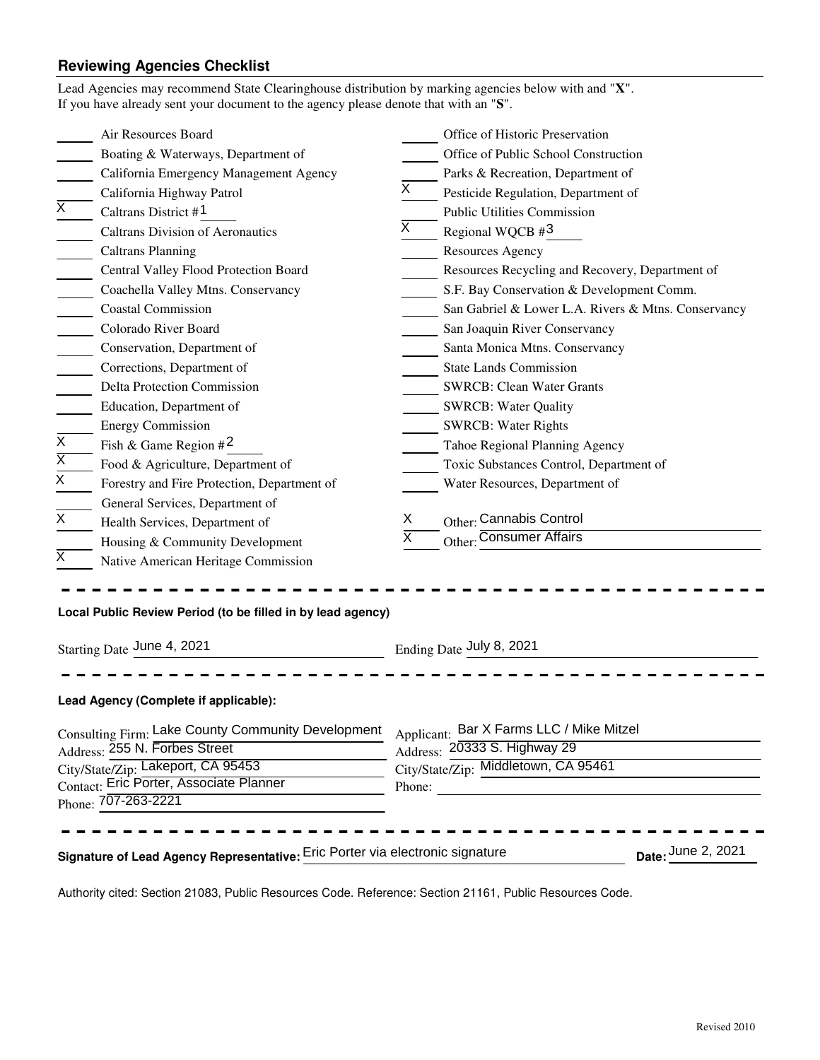## Reviewing Agencies Checklist

Lead Agencies may recommend State Clearinghouse distribution by marking agencies below with and "**X**".
If you have already sent your document to the agency please denote that with an "**S**".

| | | | |
|---|---|---|---|
| | Air Resources Board | | Office of Historic Preservation |
| | Boating & Waterways, Department of | | Office of Public School Construction |
| | California Emergency Management Agency | | Parks & Recreation, Department of |
| | California Highway Patrol | X | Pesticide Regulation, Department of |
| X | Caltrans District # 1 | | Public Utilities Commission |
| | Caltrans Division of Aeronautics | X | Regional WQCB # 3 |
| | Caltrans Planning | | Resources Agency |
| | Central Valley Flood Protection Board | | Resources Recycling and Recovery, Department of |
| | Coachella Valley Mtns. Conservancy | | S.F. Bay Conservation & Development Comm. |
| | Coastal Commission | | San Gabriel & Lower L.A. Rivers & Mtns. Conservancy |
| | Colorado River Board | | San Joaquin River Conservancy |
| | Conservation, Department of | | Santa Monica Mtns. Conservancy |
| | Corrections, Department of | | State Lands Commission |
| | Delta Protection Commission | | SWRCB: Clean Water Grants |
| | Education, Department of | | SWRCB: Water Quality |
| | Energy Commission | | SWRCB: Water Rights |
| X | Fish & Game Region # 2 | | Tahoe Regional Planning Agency |
| X | Food & Agriculture, Department of | | Toxic Substances Control, Department of |
| X | Forestry and Fire Protection, Department of | | Water Resources, Department of |
| | General Services, Department of | | |
| X | Health Services, Department of | X | Other: Cannabis Control |
| | Housing & Community Development | X | Other: Consumer Affairs |
| X | Native American Heritage Commission | | |

---

**Local Public Review Period (to be filled in by lead agency)**

Starting Date June 4, 2021 Ending Date July 8, 2021

---

**Lead Agency (Complete if applicable):**

Consulting Firm: Lake County Community Development
Address: 255 N. Forbes Street
City/State/Zip: Lakeport, CA 95453
Contact: Eric Porter, Associate Planner
Phone: 707-263-2221

Applicant: Bar X Farms LLC / Mike Mitzel
Address: 20333 S. Highway 29
City/State/Zip: Middletown, CA 95461
Phone:

---

**Signature of Lead Agency Representative:** Eric Porter via electronic signature **Date:** June 2, 2021

Authority cited: Section 21083, Public Resources Code. Reference: Section 21161, Public Resources Code.

Revised 2010